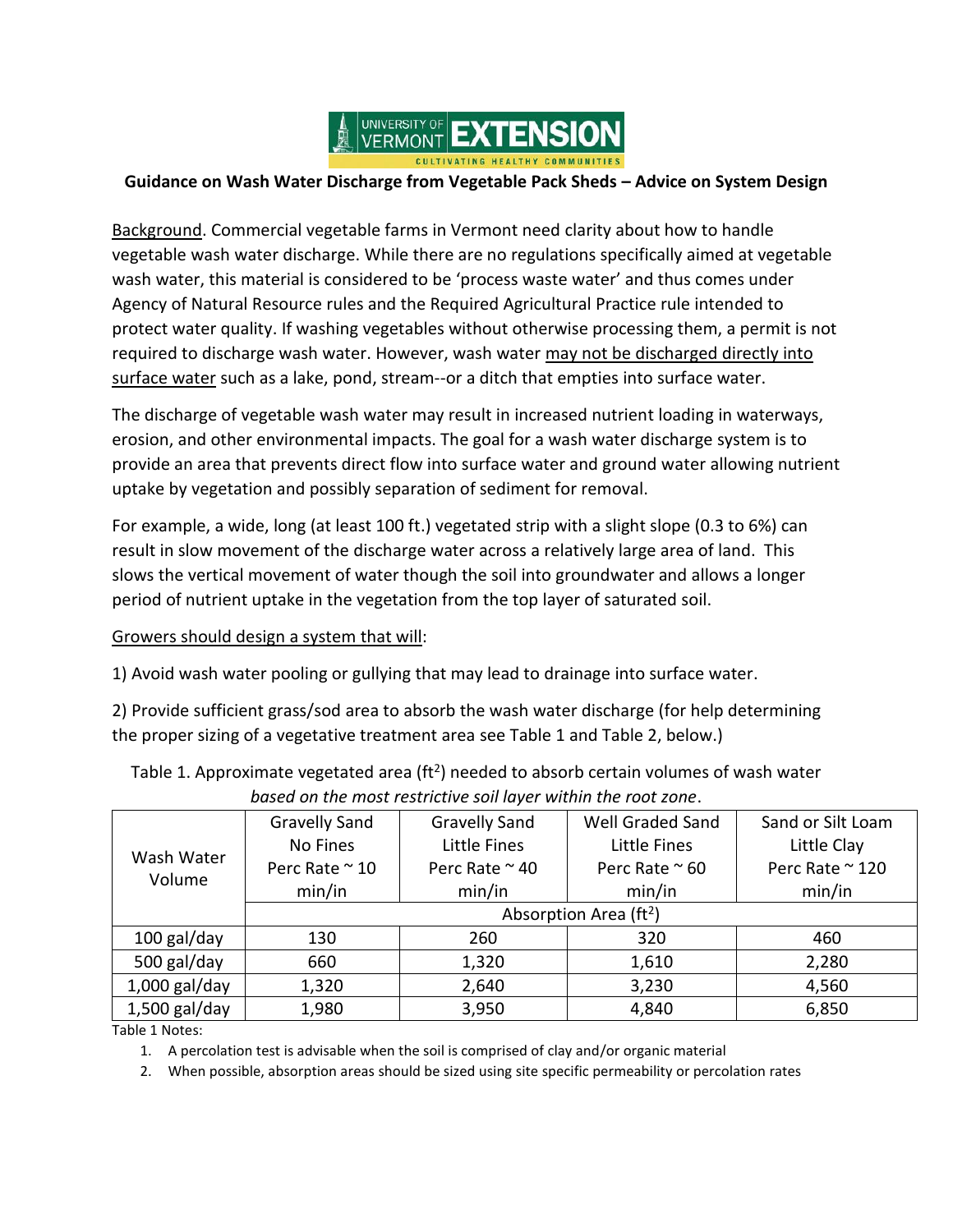**Guidance on Wash Water Discharge from Vegetable Pack Sheds – Advice on System Design**

Background. Commercial vegetable farms in Vermont need clarity about how to handle vegetable wash water discharge. While there are no regulations specifically aimed at vegetable wash water, this material is considered to be 'process waste water' and thus comes under Agency of Natural Resource rules and the Required Agricultural Practice rule intended to protect water quality. If washing vegetables without otherwise processing them, a permit is not required to discharge wash water. However, wash water may not be discharged directly into surface water such as a lake, pond, stream--or a ditch that empties into surface water.

The discharge of vegetable wash water may result in increased nutrient loading in waterways, erosion, and other environmental impacts. The goal for a wash water discharge system is to provide an area that prevents direct flow into surface water and ground water allowing nutrient uptake by vegetation and possibly separation of sediment for removal.

For example, a wide, long (at least 100 ft.) vegetated strip with a slight slope (0.3 to 6%) can result in slow movement of the discharge water across a relatively large area of land. This slows the vertical movement of water though the soil into groundwater and allows a longer period of nutrient uptake in the vegetation from the top layer of saturated soil.

Growers should design a system that will:

1) Avoid wash water pooling or gullying that may lead to drainage into surface water.

2) Provide sufficient grass/sod area to absorb the wash water discharge (for help determining the proper sizing of a vegetative treatment area see Table 1 and Table 2, below.)

Table 1. Approximate vegetated area ($ft^2$) needed to absorb certain volumes of wash water *based on the most restrictive soil layer within the root zone*.

| Wash Water Volume | Gravelly Sand No Fines Perc Rate ~ 10 min/in | Gravelly Sand Little Fines Perc Rate ~ 40 min/in | Well Graded Sand Little Fines Perc Rate ~ 60 min/in | Sand or Silt Loam Little Clay Perc Rate ~ 120 min/in |
|---|---|---|---|---|
| | Absorption Area ($ft^2$) | | | |
| 100 gal/day | 130 | 260 | 320 | 460 |
| 500 gal/day | 660 | 1,320 | 1,610 | 2,280 |
| 1,000 gal/day | 1,320 | 2,640 | 3,230 | 4,560 |
| 1,500 gal/day | 1,980 | 3,950 | 4,840 | 6,850 |

Table 1 Notes:

1. A percolation test is advisable when the soil is comprised of clay and/or organic material
2. When possible, absorption areas should be sized using site specific permeability or percolation rates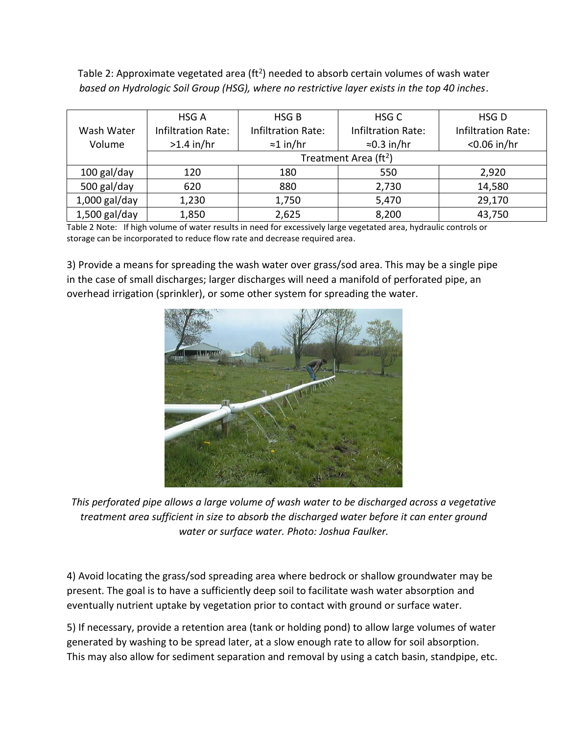Table 2: Approximate vegetated area ($ft^2$) needed to absorb certain volumes of wash water *based on Hydrologic Soil Group (HSG), where no restrictive layer exists in the top 40 inches*.

| Wash Water Volume | HSG A Infiltration Rate: >1.4 in/hr | HSG B Infiltration Rate: ≈1 in/hr | HSG C Infiltration Rate: ≈0.3 in/hr | HSG D Infiltration Rate: <0.06 in/hr |
|---|---|---|---|---|
| | Treatment Area ($ft^2$) | | | |
| 100 gal/day | 120 | 180 | 550 | 2,920 |
| 500 gal/day | 620 | 880 | 2,730 | 14,580 |
| 1,000 gal/day | 1,230 | 1,750 | 5,470 | 29,170 |
| 1,500 gal/day | 1,850 | 2,625 | 8,200 | 43,750 |

Table 2 Note: If high volume of water results in need for excessively large vegetated area, hydraulic controls or storage can be incorporated to reduce flow rate and decrease required area.

3) Provide a means for spreading the wash water over grass/sod area. This may be a single pipe in the case of small discharges; larger discharges will need a manifold of perforated pipe, an overhead irrigation (sprinkler), or some other system for spreading the water.

*This perforated pipe allows a large volume of wash water to be discharged across a vegetative treatment area sufficient in size to absorb the discharged water before it can enter ground water or surface water. Photo: Joshua Faulker.*

4) Avoid locating the grass/sod spreading area where bedrock or shallow groundwater may be present. The goal is to have a sufficiently deep soil to facilitate wash water absorption and eventually nutrient uptake by vegetation prior to contact with ground or surface water.

5) If necessary, provide a retention area (tank or holding pond) to allow large volumes of water generated by washing to be spread later, at a slow enough rate to allow for soil absorption. This may also allow for sediment separation and removal by using a catch basin, standpipe, etc.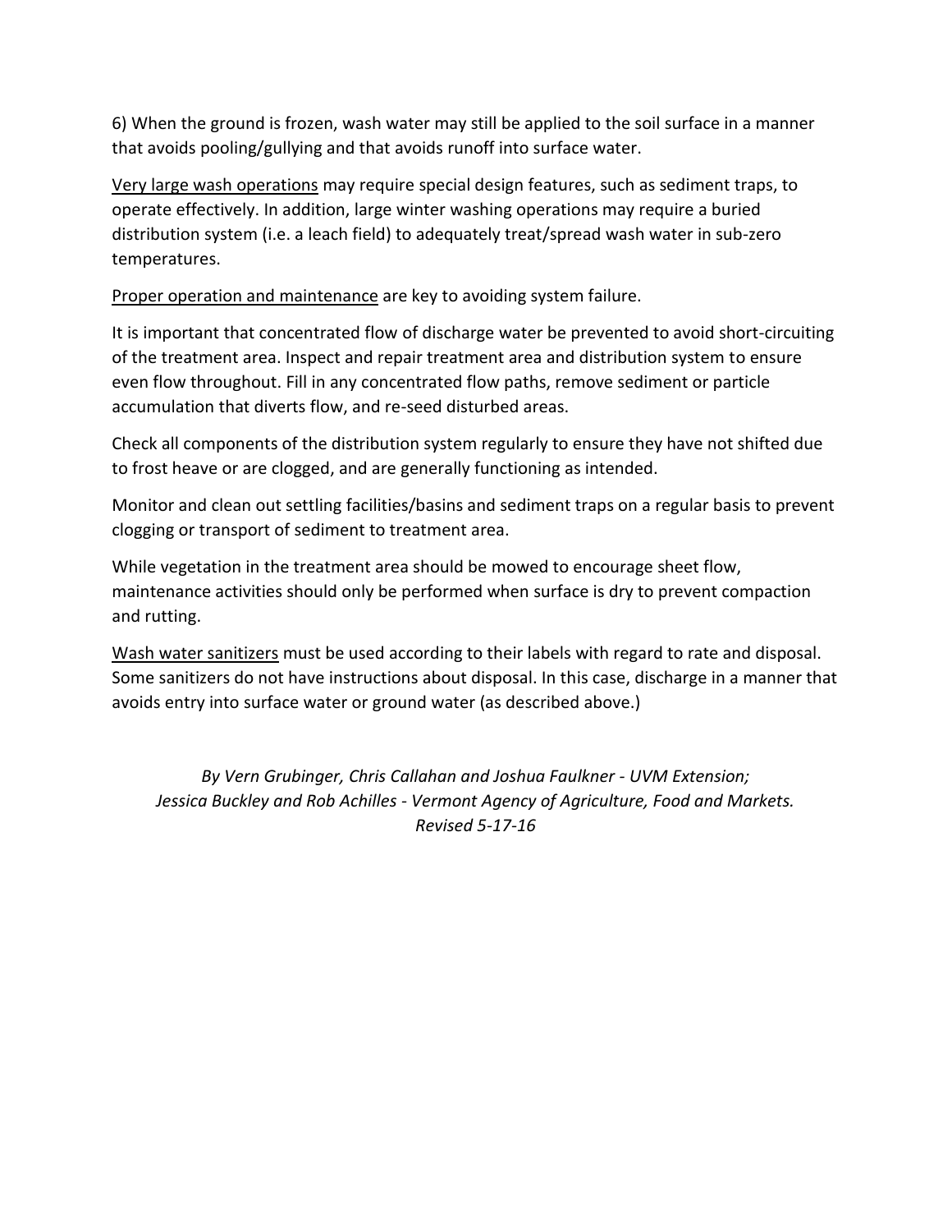6) When the ground is frozen, wash water may still be applied to the soil surface in a manner that avoids pooling/gullying and that avoids runoff into surface water.

<u>Very large wash operations</u> may require special design features, such as sediment traps, to operate effectively. In addition, large winter washing operations may require a buried distribution system (i.e. a leach field) to adequately treat/spread wash water in sub-zero temperatures.

<u>Proper operation and maintenance</u> are key to avoiding system failure.

It is important that concentrated flow of discharge water be prevented to avoid short-circuiting of the treatment area. Inspect and repair treatment area and distribution system to ensure even flow throughout. Fill in any concentrated flow paths, remove sediment or particle accumulation that diverts flow, and re-seed disturbed areas.

Check all components of the distribution system regularly to ensure they have not shifted due to frost heave or are clogged, and are generally functioning as intended.

Monitor and clean out settling facilities/basins and sediment traps on a regular basis to prevent clogging or transport of sediment to treatment area.

While vegetation in the treatment area should be mowed to encourage sheet flow, maintenance activities should only be performed when surface is dry to prevent compaction and rutting.

<u>Wash water sanitizers</u> must be used according to their labels with regard to rate and disposal. Some sanitizers do not have instructions about disposal. In this case, discharge in a manner that avoids entry into surface water or ground water (as described above.)

*By Vern Grubinger, Chris Callahan and Joshua Faulkner - UVM Extension;*
*Jessica Buckley and Rob Achilles - Vermont Agency of Agriculture, Food and Markets.*
*Revised 5-17-16*